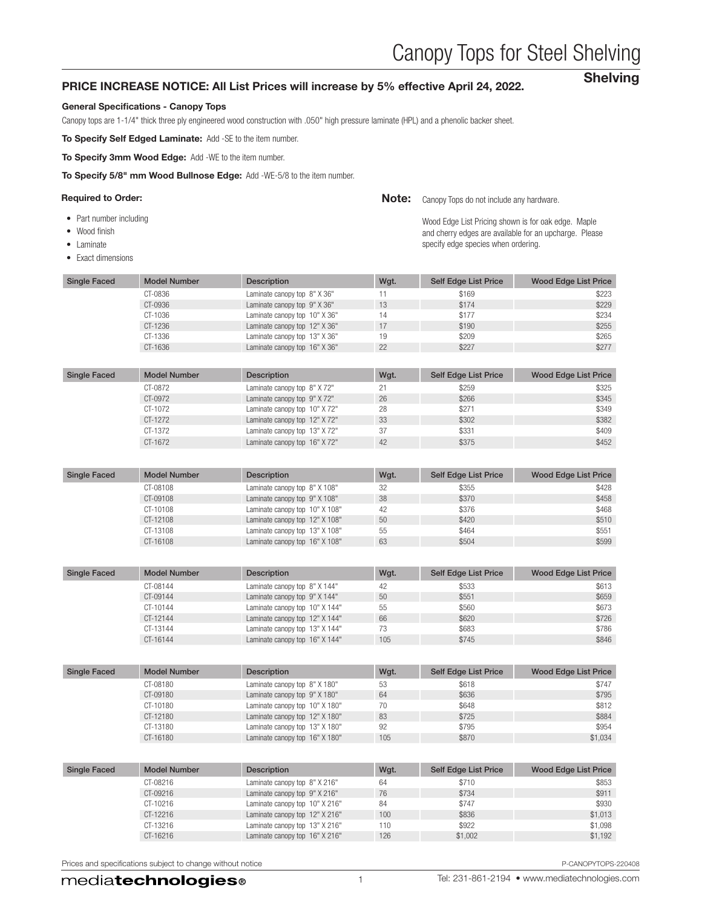# Canopy Tops for Steel Shelving

**Shelving**

## PRICE INCREASE NOTICE: All List Prices will increase by 5% effective April 24, 2022.

### General Specifications - Canopy Tops

Canopy tops are 1-1/4" thick three ply engineered wood construction with .050" high pressure laminate (HPL) and a phenolic backer sheet.

**To Specify Self Edged Laminate:** Add -SE to the item number.

**To Specify 3mm Wood Edge:** Add -WE to the item number.

**To Specify 5/8" mm Wood Bullnose Edge:** Add -WE-5/8 to the item number.

**Required to Order:**

- Part number including
- Wood finish
- Laminate
- Exact dimensions

**Note:** Canopy Tops do not include any hardware.

Wood Edge List Pricing shown is for oak edge. Maple and cherry edges are available for an upcharge. Please specify edge species when ordering.

| Single Faced | Model Number | Description | Wgt. | Self Edge List Price | Wood Edge List Price |
|---|---|---|---|---|---|
| | CT-0836 | Laminate canopy top 8" X 36" | 11 | $169 | $223 |
| | CT-0936 | Laminate canopy top 9" X 36" | 13 | $174 | $229 |
| | CT-1036 | Laminate canopy top 10" X 36" | 14 | $177 | $234 |
| | CT-1236 | Laminate canopy top 12" X 36" | 17 | $190 | $255 |
| | CT-1336 | Laminate canopy top 13" X 36" | 19 | $209 | $265 |
| | CT-1636 | Laminate canopy top 16" X 36" | 22 | $227 | $277 |

| Single Faced | Model Number | Description | Wgt. | Self Edge List Price | Wood Edge List Price |
|---|---|---|---|---|---|
| | CT-0872 | Laminate canopy top 8" X 72" | 21 | $259 | $325 |
| | CT-0972 | Laminate canopy top 9" X 72" | 26 | $266 | $345 |
| | CT-1072 | Laminate canopy top 10" X 72" | 28 | $271 | $349 |
| | CT-1272 | Laminate canopy top 12" X 72" | 33 | $302 | $382 |
| | CT-1372 | Laminate canopy top 13" X 72" | 37 | $331 | $409 |
| | CT-1672 | Laminate canopy top 16" X 72" | 42 | $375 | $452 |

| Single Faced | Model Number | Description | Wgt. | Self Edge List Price | Wood Edge List Price |
|---|---|---|---|---|---|
| | CT-08108 | Laminate canopy top 8" X 108" | 32 | $355 | $428 |
| | CT-09108 | Laminate canopy top 9" X 108" | 38 | $370 | $458 |
| | CT-10108 | Laminate canopy top 10" X 108" | 42 | $376 | $468 |
| | CT-12108 | Laminate canopy top 12" X 108" | 50 | $420 | $510 |
| | CT-13108 | Laminate canopy top 13" X 108" | 55 | $464 | $551 |
| | CT-16108 | Laminate canopy top 16" X 108" | 63 | $504 | $599 |

| Single Faced | Model Number | Description | Wgt. | Self Edge List Price | Wood Edge List Price |
|---|---|---|---|---|---|
| | CT-08144 | Laminate canopy top 8" X 144" | 42 | $533 | $613 |
| | CT-09144 | Laminate canopy top 9" X 144" | 50 | $551 | $659 |
| | CT-10144 | Laminate canopy top 10" X 144" | 55 | $560 | $673 |
| | CT-12144 | Laminate canopy top 12" X 144" | 66 | $620 | $726 |
| | CT-13144 | Laminate canopy top 13" X 144" | 73 | $683 | $786 |
| | CT-16144 | Laminate canopy top 16" X 144" | 105 | $745 | $846 |

| Single Faced | Model Number | Description | Wgt. | Self Edge List Price | Wood Edge List Price |
|---|---|---|---|---|---|
| | CT-08180 | Laminate canopy top 8" X 180" | 53 | $618 | $747 |
| | CT-09180 | Laminate canopy top 9" X 180" | 64 | $636 | $795 |
| | CT-10180 | Laminate canopy top 10" X 180" | 70 | $648 | $812 |
| | CT-12180 | Laminate canopy top 12" X 180" | 83 | $725 | $884 |
| | CT-13180 | Laminate canopy top 13" X 180" | 92 | $795 | $954 |
| | CT-16180 | Laminate canopy top 16" X 180" | 105 | $870 | $1,034 |

| Single Faced | Model Number | Description | Wgt. | Self Edge List Price | Wood Edge List Price |
|---|---|---|---|---|---|
| | CT-08216 | Laminate canopy top 8" X 216" | 64 | $710 | $853 |
| | CT-09216 | Laminate canopy top 9" X 216" | 76 | $734 | $911 |
| | CT-10216 | Laminate canopy top 10" X 216" | 84 | $747 | $930 |
| | CT-12216 | Laminate canopy top 12" X 216" | 100 | $836 | $1,013 |
| | CT-13216 | Laminate canopy top 13" X 216" | 110 | $922 | $1,098 |
| | CT-16216 | Laminate canopy top 16" X 216" | 126 | $1,002 | $1,192 |

Prices and specifications subject to change without notice

P-CANOPYTOPS-220408

mediatechnologies® Tel: 231-861-2194 • www.mediatechnologies.com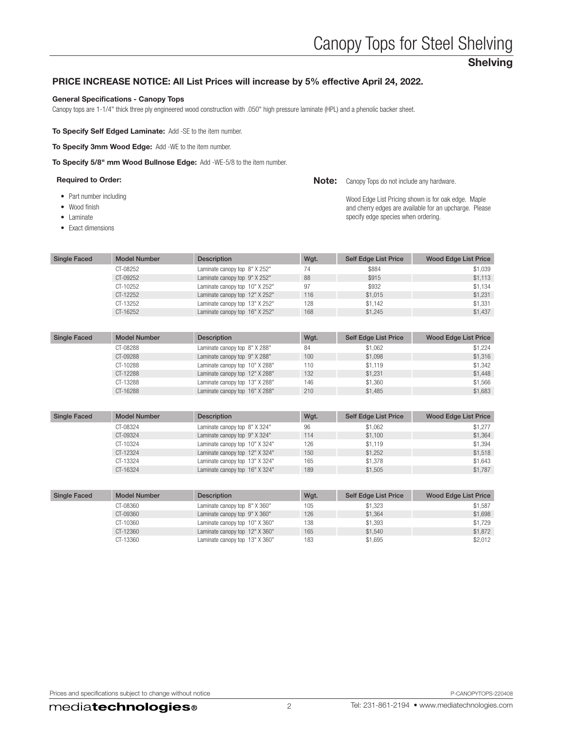# Canopy Tops for Steel Shelving

## Shelving

### PRICE INCREASE NOTICE: All List Prices will increase by 5% effective April 24, 2022.

**General Specifications - Canopy Tops**

Canopy tops are 1-1/4" thick three ply engineered wood construction with .050" high pressure laminate (HPL) and a phenolic backer sheet.

**To Specify Self Edged Laminate:** Add -SE to the item number.

**To Specify 3mm Wood Edge:** Add -WE to the item number.

**To Specify 5/8" mm Wood Bullnose Edge:** Add -WE-5/8 to the item number.

**Required to Order:**

- Part number including
- Wood finish
- Laminate
- Exact dimensions

**Note:** Canopy Tops do not include any hardware.

Wood Edge List Pricing shown is for oak edge. Maple and cherry edges are available for an upcharge. Please specify edge species when ordering.

| Single Faced | Model Number | Description | Wgt. | Self Edge List Price | Wood Edge List Price |
|---|---|---|---|---|---|
| | CT-08252 | Laminate canopy top 8" X 252" | 74 | $884 | $1,039 |
| | CT-09252 | Laminate canopy top 9" X 252" | 88 | $915 | $1,113 |
| | CT-10252 | Laminate canopy top 10" X 252" | 97 | $932 | $1,134 |
| | CT-12252 | Laminate canopy top 12" X 252" | 116 | $1,015 | $1,231 |
| | CT-13252 | Laminate canopy top 13" X 252" | 128 | $1,142 | $1,331 |
| | CT-16252 | Laminate canopy top 16" X 252" | 168 | $1,245 | $1,437 |

| Single Faced | Model Number | Description | Wgt. | Self Edge List Price | Wood Edge List Price |
|---|---|---|---|---|---|
| | CT-08288 | Laminate canopy top 8" X 288" | 84 | $1,062 | $1,224 |
| | CT-09288 | Laminate canopy top 9" X 288" | 100 | $1,098 | $1,316 |
| | CT-10288 | Laminate canopy top 10" X 288" | 110 | $1,119 | $1,342 |
| | CT-12288 | Laminate canopy top 12" X 288" | 132 | $1,231 | $1,448 |
| | CT-13288 | Laminate canopy top 13" X 288" | 146 | $1,360 | $1,566 |
| | CT-16288 | Laminate canopy top 16" X 288" | 210 | $1,485 | $1,683 |

| Single Faced | Model Number | Description | Wgt. | Self Edge List Price | Wood Edge List Price |
|---|---|---|---|---|---|
| | CT-08324 | Laminate canopy top 8" X 324" | 96 | $1,062 | $1,277 |
| | CT-09324 | Laminate canopy top 9" X 324" | 114 | $1,100 | $1,364 |
| | CT-10324 | Laminate canopy top 10" X 324" | 126 | $1,119 | $1,394 |
| | CT-12324 | Laminate canopy top 12" X 324" | 150 | $1,252 | $1,518 |
| | CT-13324 | Laminate canopy top 13" X 324" | 165 | $1,378 | $1,643 |
| | CT-16324 | Laminate canopy top 16" X 324" | 189 | $1,505 | $1,787 |

| Single Faced | Model Number | Description | Wgt. | Self Edge List Price | Wood Edge List Price |
|---|---|---|---|---|---|
| | CT-08360 | Laminate canopy top 8" X 360" | 105 | $1,323 | $1,587 |
| | CT-09360 | Laminate canopy top 9" X 360" | 126 | $1,364 | $1,698 |
| | CT-10360 | Laminate canopy top 10" X 360" | 138 | $1,393 | $1,729 |
| | CT-12360 | Laminate canopy top 12" X 360" | 165 | $1,540 | $1,872 |
| | CT-13360 | Laminate canopy top 13" X 360" | 183 | $1,695 | $2,012 |

Prices and specifications subject to change without notice

P-CANOPYTOPS-220408

Tel: 231-861-2194 • www.mediatechnologies.com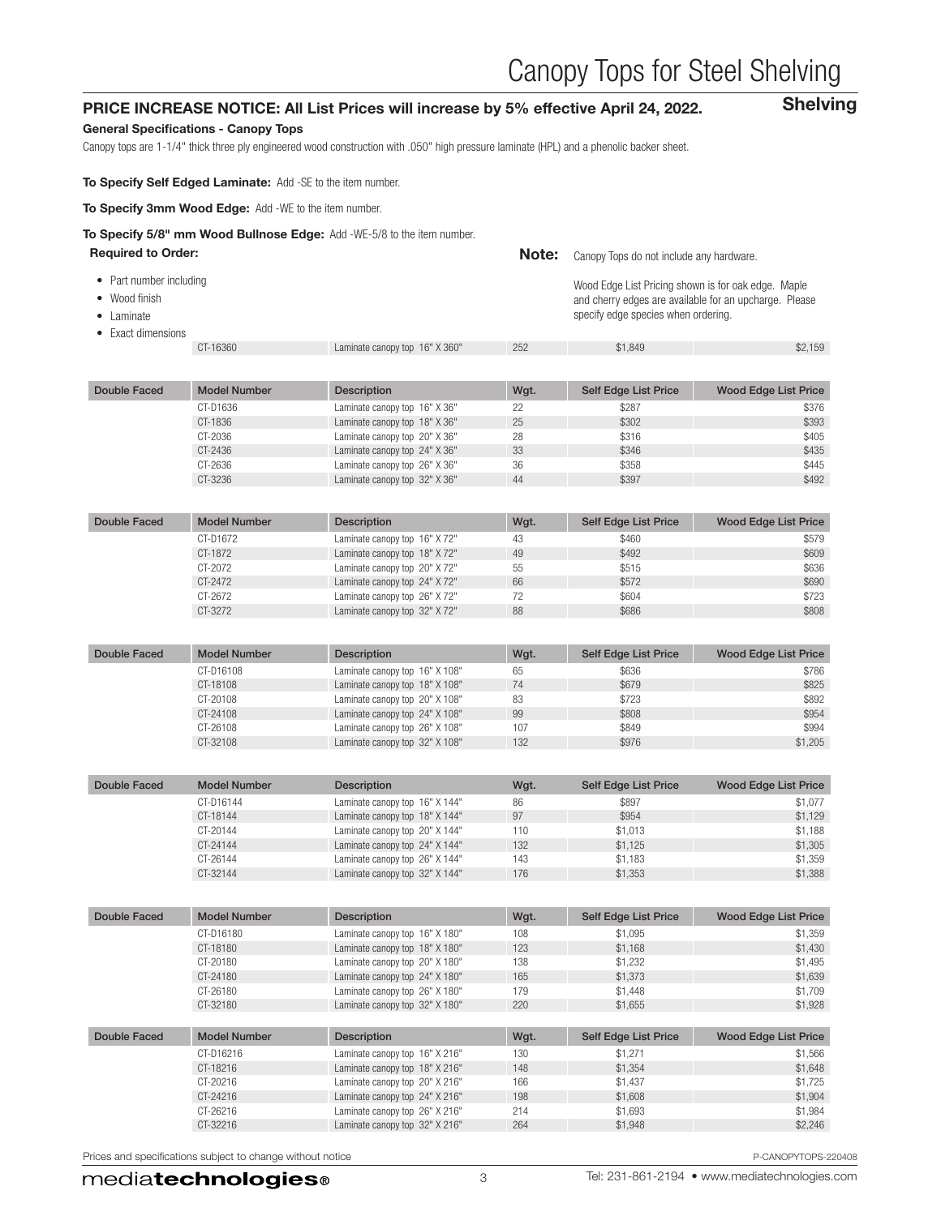# Canopy Tops for Steel Shelving

## Shelving

### PRICE INCREASE NOTICE: All List Prices will increase by 5% effective April 24, 2022.

**General Specifications - Canopy Tops**

Canopy tops are 1-1/4" thick three ply engineered wood construction with .050" high pressure laminate (HPL) and a phenolic backer sheet.

**To Specify Self Edged Laminate:** Add -SE to the item number.

**To Specify 3mm Wood Edge:** Add -WE to the item number.

**To Specify 5/8" mm Wood Bullnose Edge:** Add -WE-5/8 to the item number.

**Required to Order:**

- Part number including
- Wood finish
- Laminate
- Exact dimensions

**Note:** Canopy Tops do not include any hardware.

Wood Edge List Pricing shown is for oak edge. Maple and cherry edges are available for an upcharge. Please specify edge species when ordering.

| | Model Number | Description | Wgt. | Self Edge List Price | Wood Edge List Price |
|---|---|---|---|---|---|
| | CT-16360 | Laminate canopy top 16" X 360" | 252 | $1,849 | $2,159 |

| Double Faced | Model Number | Description | Wgt. | Self Edge List Price | Wood Edge List Price |
|---|---|---|---|---|---|
| | CT-D1636 | Laminate canopy top 16" X 36" | 22 | $287 | $376 |
| | CT-1836 | Laminate canopy top 18" X 36" | 25 | $302 | $393 |
| | CT-2036 | Laminate canopy top 20" X 36" | 28 | $316 | $405 |
| | CT-2436 | Laminate canopy top 24" X 36" | 33 | $346 | $435 |
| | CT-2636 | Laminate canopy top 26" X 36" | 36 | $358 | $445 |
| | CT-3236 | Laminate canopy top 32" X 36" | 44 | $397 | $492 |

| Double Faced | Model Number | Description | Wgt. | Self Edge List Price | Wood Edge List Price |
|---|---|---|---|---|---|
| | CT-D1672 | Laminate canopy top 16" X 72" | 43 | $460 | $579 |
| | CT-1872 | Laminate canopy top 18" X 72" | 49 | $492 | $609 |
| | CT-2072 | Laminate canopy top 20" X 72" | 55 | $515 | $636 |
| | CT-2472 | Laminate canopy top 24" X 72" | 66 | $572 | $690 |
| | CT-2672 | Laminate canopy top 26" X 72" | 72 | $604 | $723 |
| | CT-3272 | Laminate canopy top 32" X 72" | 88 | $686 | $808 |

| Double Faced | Model Number | Description | Wgt. | Self Edge List Price | Wood Edge List Price |
|---|---|---|---|---|---|
| | CT-D16108 | Laminate canopy top 16" X 108" | 65 | $636 | $786 |
| | CT-18108 | Laminate canopy top 18" X 108" | 74 | $679 | $825 |
| | CT-20108 | Laminate canopy top 20" X 108" | 83 | $723 | $892 |
| | CT-24108 | Laminate canopy top 24" X 108" | 99 | $808 | $954 |
| | CT-26108 | Laminate canopy top 26" X 108" | 107 | $849 | $994 |
| | CT-32108 | Laminate canopy top 32" X 108" | 132 | $976 | $1,205 |

| Double Faced | Model Number | Description | Wgt. | Self Edge List Price | Wood Edge List Price |
|---|---|---|---|---|---|
| | CT-D16144 | Laminate canopy top 16" X 144" | 86 | $897 | $1,077 |
| | CT-18144 | Laminate canopy top 18" X 144" | 97 | $954 | $1,129 |
| | CT-20144 | Laminate canopy top 20" X 144" | 110 | $1,013 | $1,188 |
| | CT-24144 | Laminate canopy top 24" X 144" | 132 | $1,125 | $1,305 |
| | CT-26144 | Laminate canopy top 26" X 144" | 143 | $1,183 | $1,359 |
| | CT-32144 | Laminate canopy top 32" X 144" | 176 | $1,353 | $1,388 |

| Double Faced | Model Number | Description | Wgt. | Self Edge List Price | Wood Edge List Price |
|---|---|---|---|---|---|
| | CT-D16180 | Laminate canopy top 16" X 180" | 108 | $1,095 | $1,359 |
| | CT-18180 | Laminate canopy top 18" X 180" | 123 | $1,168 | $1,430 |
| | CT-20180 | Laminate canopy top 20" X 180" | 138 | $1,232 | $1,495 |
| | CT-24180 | Laminate canopy top 24" X 180" | 165 | $1,373 | $1,639 |
| | CT-26180 | Laminate canopy top 26" X 180" | 179 | $1,448 | $1,709 |
| | CT-32180 | Laminate canopy top 32" X 180" | 220 | $1,655 | $1,928 |

| Double Faced | Model Number | Description | Wgt. | Self Edge List Price | Wood Edge List Price |
|---|---|---|---|---|---|
| | CT-D16216 | Laminate canopy top 16" X 216" | 130 | $1,271 | $1,566 |
| | CT-18216 | Laminate canopy top 18" X 216" | 148 | $1,354 | $1,648 |
| | CT-20216 | Laminate canopy top 20" X 216" | 166 | $1,437 | $1,725 |
| | CT-24216 | Laminate canopy top 24" X 216" | 198 | $1,608 | $1,904 |
| | CT-26216 | Laminate canopy top 26" X 216" | 214 | $1,693 | $1,984 |
| | CT-32216 | Laminate canopy top 32" X 216" | 264 | $1,948 | $2,246 |

Prices and specifications subject to change without notice

P-CANOPYTOPS-220408

mediatechnologies® Tel: 231-861-2194 • www.mediatechnologies.com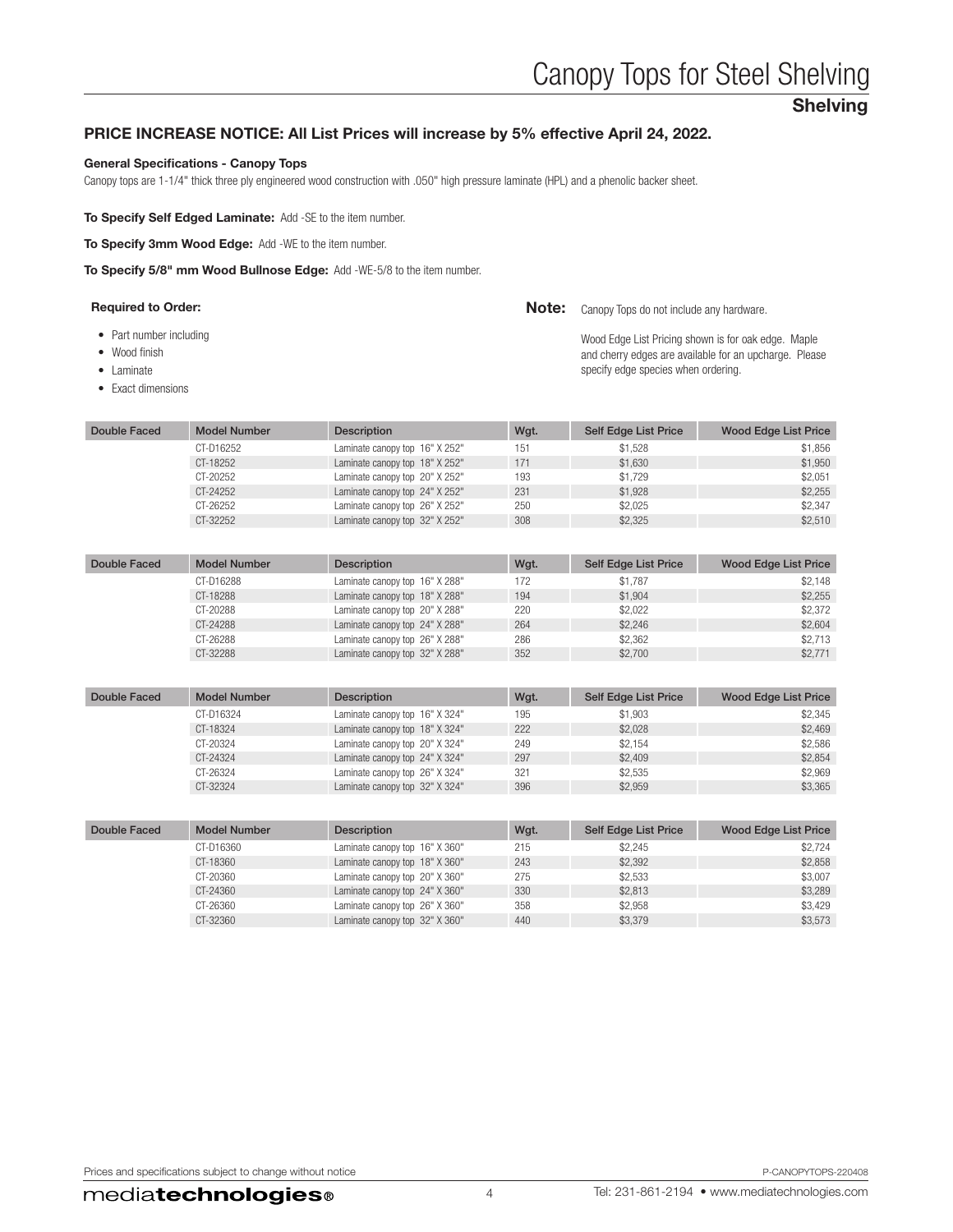# Canopy Tops for Steel Shelving

## Shelving

### PRICE INCREASE NOTICE: All List Prices will increase by 5% effective April 24, 2022.

**General Specifications - Canopy Tops**

Canopy tops are 1-1/4" thick three ply engineered wood construction with .050" high pressure laminate (HPL) and a phenolic backer sheet.

**To Specify Self Edged Laminate:** Add -SE to the item number.

**To Specify 3mm Wood Edge:** Add -WE to the item number.

**To Specify 5/8" mm Wood Bullnose Edge:** Add -WE-5/8 to the item number.

**Required to Order:**

- Part number including
- Wood finish
- Laminate
- Exact dimensions

**Note:** Canopy Tops do not include any hardware.

Wood Edge List Pricing shown is for oak edge. Maple and cherry edges are available for an upcharge. Please specify edge species when ordering.

| Double Faced | Model Number | Description | Wgt. | Self Edge List Price | Wood Edge List Price |
|---|---|---|---|---|---|
| | CT-D16252 | Laminate canopy top 16" X 252" | 151 | $1,528 | $1,856 |
| | CT-18252 | Laminate canopy top 18" X 252" | 171 | $1,630 | $1,950 |
| | CT-20252 | Laminate canopy top 20" X 252" | 193 | $1,729 | $2,051 |
| | CT-24252 | Laminate canopy top 24" X 252" | 231 | $1,928 | $2,255 |
| | CT-26252 | Laminate canopy top 26" X 252" | 250 | $2,025 | $2,347 |
| | CT-32252 | Laminate canopy top 32" X 252" | 308 | $2,325 | $2,510 |

| Double Faced | Model Number | Description | Wgt. | Self Edge List Price | Wood Edge List Price |
|---|---|---|---|---|---|
| | CT-D16288 | Laminate canopy top 16" X 288" | 172 | $1,787 | $2,148 |
| | CT-18288 | Laminate canopy top 18" X 288" | 194 | $1,904 | $2,255 |
| | CT-20288 | Laminate canopy top 20" X 288" | 220 | $2,022 | $2,372 |
| | CT-24288 | Laminate canopy top 24" X 288" | 264 | $2,246 | $2,604 |
| | CT-26288 | Laminate canopy top 26" X 288" | 286 | $2,362 | $2,713 |
| | CT-32288 | Laminate canopy top 32" X 288" | 352 | $2,700 | $2,771 |

| Double Faced | Model Number | Description | Wgt. | Self Edge List Price | Wood Edge List Price |
|---|---|---|---|---|---|
| | CT-D16324 | Laminate canopy top 16" X 324" | 195 | $1,903 | $2,345 |
| | CT-18324 | Laminate canopy top 18" X 324" | 222 | $2,028 | $2,469 |
| | CT-20324 | Laminate canopy top 20" X 324" | 249 | $2,154 | $2,586 |
| | CT-24324 | Laminate canopy top 24" X 324" | 297 | $2,409 | $2,854 |
| | CT-26324 | Laminate canopy top 26" X 324" | 321 | $2,535 | $2,969 |
| | CT-32324 | Laminate canopy top 32" X 324" | 396 | $2,959 | $3,365 |

| Double Faced | Model Number | Description | Wgt. | Self Edge List Price | Wood Edge List Price |
|---|---|---|---|---|---|
| | CT-D16360 | Laminate canopy top 16" X 360" | 215 | $2,245 | $2,724 |
| | CT-18360 | Laminate canopy top 18" X 360" | 243 | $2,392 | $2,858 |
| | CT-20360 | Laminate canopy top 20" X 360" | 275 | $2,533 | $3,007 |
| | CT-24360 | Laminate canopy top 24" X 360" | 330 | $2,813 | $3,289 |
| | CT-26360 | Laminate canopy top 26" X 360" | 358 | $2,958 | $3,429 |
| | CT-32360 | Laminate canopy top 32" X 360" | 440 | $3,379 | $3,573 |

Prices and specifications subject to change without notice

P-CANOPYTOPS-220408

mediatechnologies®

Tel: 231-861-2194 • www.mediatechnologies.com